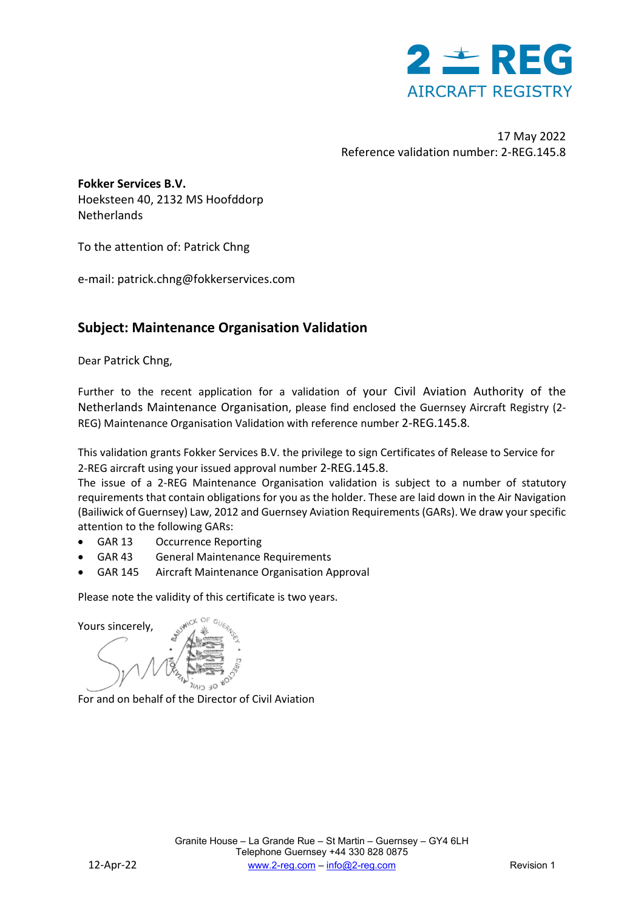**2 REG**
**AIRCRAFT REGISTRY**

17 May 2022
Reference validation number: 2-REG.145.8

**Fokker Services B.V.**
Hoeksteen 40, 2132 MS Hoofddorp
Netherlands

To the attention of: Patrick Chng

e-mail: patrick.chng@fokkerservices.com

## Subject: Maintenance Organisation Validation

Dear Patrick Chng,

Further to the recent application for a validation of your Civil Aviation Authority of the Netherlands Maintenance Organisation, please find enclosed the Guernsey Aircraft Registry (2-REG) Maintenance Organisation Validation with reference number 2-REG.145.8.

This validation grants Fokker Services B.V. the privilege to sign Certificates of Release to Service for 2-REG aircraft using your issued approval number 2-REG.145.8.
The issue of a 2-REG Maintenance Organisation validation is subject to a number of statutory requirements that contain obligations for you as the holder. These are laid down in the Air Navigation (Bailiwick of Guernsey) Law, 2012 and Guernsey Aviation Requirements (GARs). We draw your specific attention to the following GARs:

- GAR 13 Occurrence Reporting
- GAR 43 General Maintenance Requirements
- GAR 145 Aircraft Maintenance Organisation Approval

Please note the validity of this certificate is two years.

Yours sincerely,

For and on behalf of the Director of Civil Aviation

Granite House – La Grande Rue – St Martin – Guernsey – GY4 6LH
Telephone Guernsey +44 330 828 0875
www.2-reg.com – info@2-reg.com

12-Apr-22 Revision 1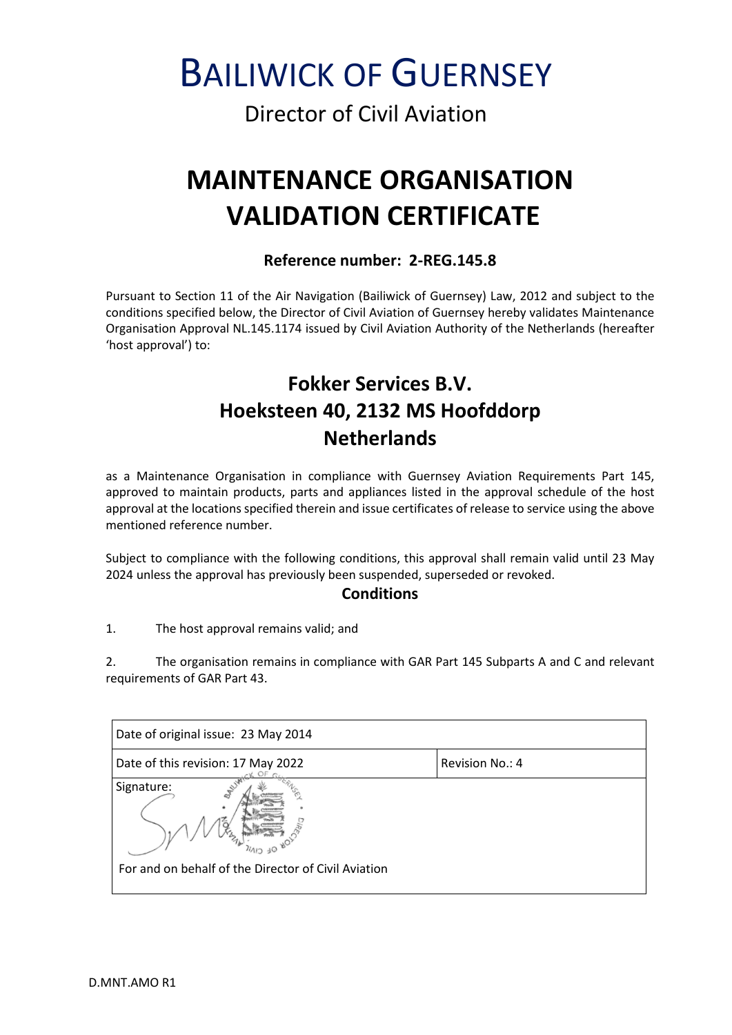# BAILIWICK OF GUERNSEY

Director of Civil Aviation

# MAINTENANCE ORGANISATION VALIDATION CERTIFICATE

### Reference number: 2-REG.145.8

Pursuant to Section 11 of the Air Navigation (Bailiwick of Guernsey) Law, 2012 and subject to the conditions specified below, the Director of Civil Aviation of Guernsey hereby validates Maintenance Organisation Approval NL.145.1174 issued by Civil Aviation Authority of the Netherlands (hereafter 'host approval') to:

## Fokker Services B.V.
## Hoeksteen 40, 2132 MS Hoofddorp
## Netherlands

as a Maintenance Organisation in compliance with Guernsey Aviation Requirements Part 145, approved to maintain products, parts and appliances listed in the approval schedule of the host approval at the locations specified therein and issue certificates of release to service using the above mentioned reference number.

Subject to compliance with the following conditions, this approval shall remain valid until 23 May 2024 unless the approval has previously been suspended, superseded or revoked.

### Conditions

1. The host approval remains valid; and

2. The organisation remains in compliance with GAR Part 145 Subparts A and C and relevant requirements of GAR Part 43.

| | |
|---|---|
| Date of original issue: 23 May 2014 | |
| Date of this revision: 17 May 2022 | Revision No.: 4 |
| Signature:<br><br>For and on behalf of the Director of Civil Aviation | |

D.MNT.AMO R1